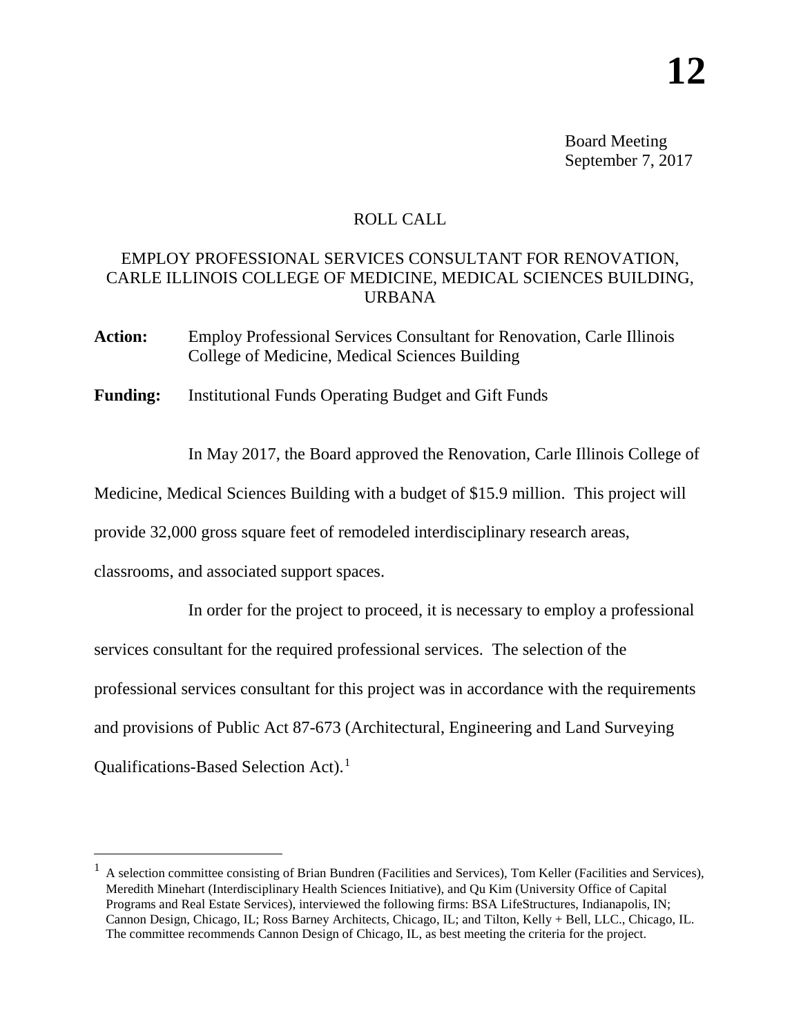**12**

Board Meeting
September 7, 2017

ROLL CALL

EMPLOY PROFESSIONAL SERVICES CONSULTANT FOR RENOVATION, CARLE ILLINOIS COLLEGE OF MEDICINE, MEDICAL SCIENCES BUILDING, URBANA

**Action:** Employ Professional Services Consultant for Renovation, Carle Illinois College of Medicine, Medical Sciences Building

**Funding:** Institutional Funds Operating Budget and Gift Funds

In May 2017, the Board approved the Renovation, Carle Illinois College of Medicine, Medical Sciences Building with a budget of $15.9 million. This project will provide 32,000 gross square feet of remodeled interdisciplinary research areas, classrooms, and associated support spaces.

In order for the project to proceed, it is necessary to employ a professional services consultant for the required professional services. The selection of the professional services consultant for this project was in accordance with the requirements and provisions of Public Act 87-673 (Architectural, Engineering and Land Surveying Qualifications-Based Selection Act).[1]

---

[1] A selection committee consisting of Brian Bundren (Facilities and Services), Tom Keller (Facilities and Services), Meredith Minehart (Interdisciplinary Health Sciences Initiative), and Qu Kim (University Office of Capital Programs and Real Estate Services), interviewed the following firms: BSA LifeStructures, Indianapolis, IN; Cannon Design, Chicago, IL; Ross Barney Architects, Chicago, IL; and Tilton, Kelly + Bell, LLC., Chicago, IL. The committee recommends Cannon Design of Chicago, IL, as best meeting the criteria for the project.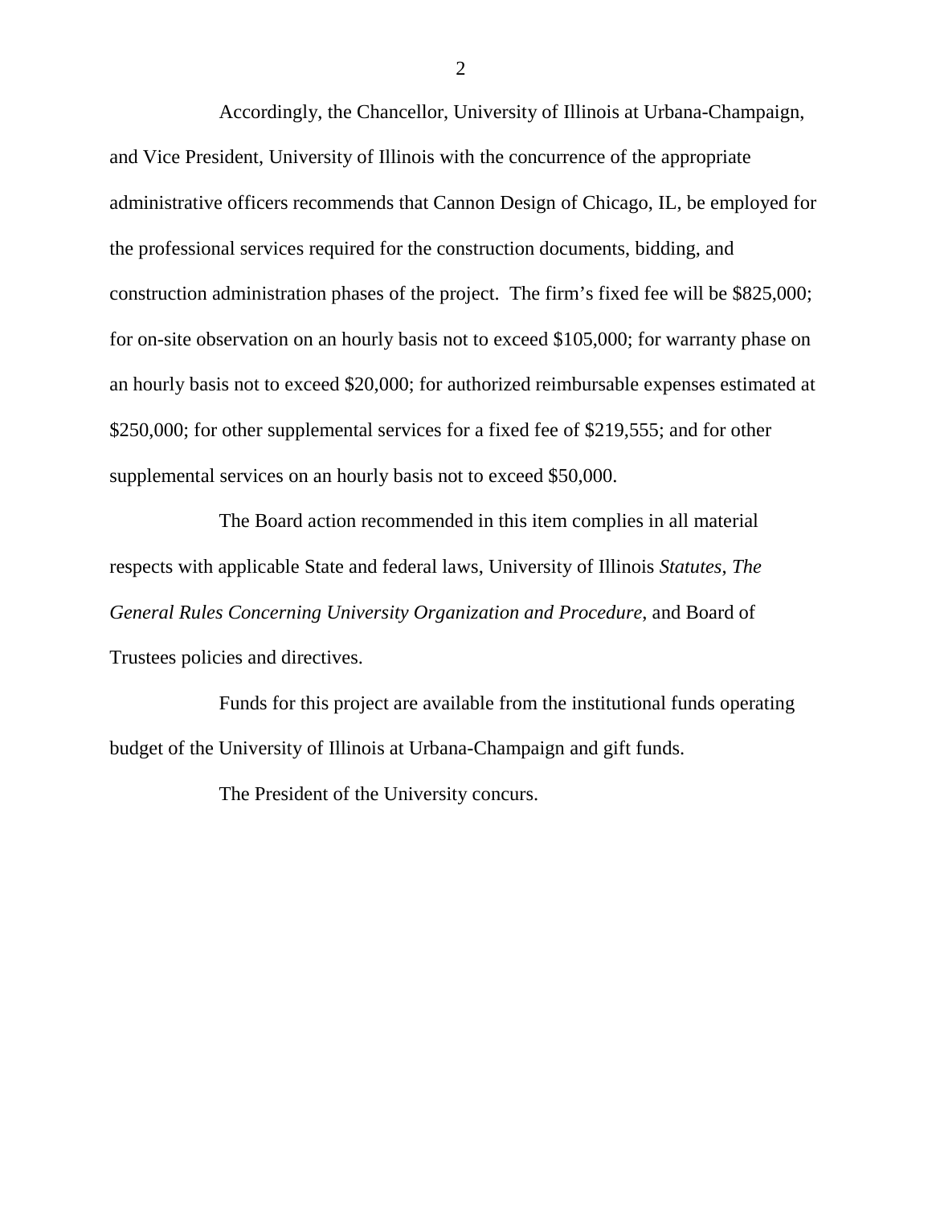Accordingly, the Chancellor, University of Illinois at Urbana-Champaign, and Vice President, University of Illinois with the concurrence of the appropriate administrative officers recommends that Cannon Design of Chicago, IL, be employed for the professional services required for the construction documents, bidding, and construction administration phases of the project. The firm's fixed fee will be $825,000; for on-site observation on an hourly basis not to exceed $105,000; for warranty phase on an hourly basis not to exceed $20,000; for authorized reimbursable expenses estimated at $250,000; for other supplemental services for a fixed fee of $219,555; and for other supplemental services on an hourly basis not to exceed $50,000.

The Board action recommended in this item complies in all material respects with applicable State and federal laws, University of Illinois *Statutes*, *The General Rules Concerning University Organization and Procedure*, and Board of Trustees policies and directives.

Funds for this project are available from the institutional funds operating budget of the University of Illinois at Urbana-Champaign and gift funds.

The President of the University concurs.